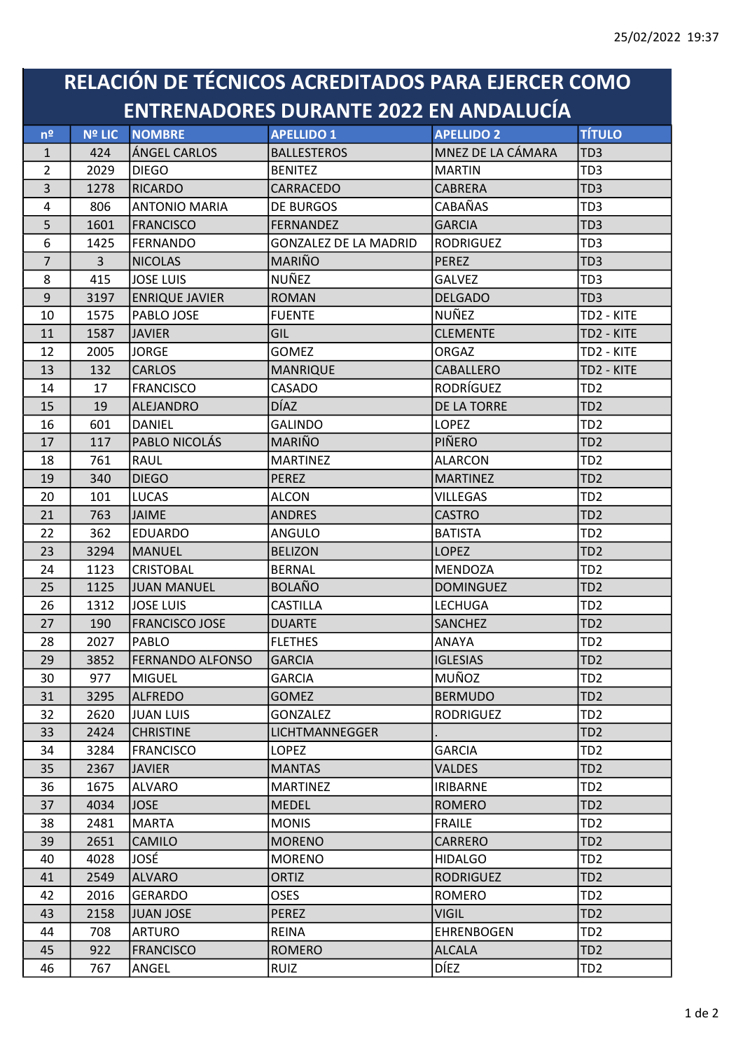# RELACIÓN DE TÉCNICOS ACREDITADOS PARA EJERCER COMO ENTRENADORES DURANTE 2022 EN ANDALUCÍA

| nº | Nº LIC | NOMBRE | APELLIDO 1 | APELLIDO 2 | TÍTULO |
|---|---|---|---|---|---|
| 1 | 424 | ÁNGEL CARLOS | BALLESTEROS | MNEZ DE LA CÁMARA | TD3 |
| 2 | 2029 | DIEGO | BENITEZ | MARTIN | TD3 |
| 3 | 1278 | RICARDO | CARRACEDO | CABRERA | TD3 |
| 4 | 806 | ANTONIO MARIA | DE BURGOS | CABAÑAS | TD3 |
| 5 | 1601 | FRANCISCO | FERNANDEZ | GARCIA | TD3 |
| 6 | 1425 | FERNANDO | GONZALEZ DE LA MADRID | RODRIGUEZ | TD3 |
| 7 | 3 | NICOLAS | MARIÑO | PEREZ | TD3 |
| 8 | 415 | JOSE LUIS | NUÑEZ | GALVEZ | TD3 |
| 9 | 3197 | ENRIQUE JAVIER | ROMAN | DELGADO | TD3 |
| 10 | 1575 | PABLO JOSE | FUENTE | NUÑEZ | TD2 - KITE |
| 11 | 1587 | JAVIER | GIL | CLEMENTE | TD2 - KITE |
| 12 | 2005 | JORGE | GOMEZ | ORGAZ | TD2 - KITE |
| 13 | 132 | CARLOS | MANRIQUE | CABALLERO | TD2 - KITE |
| 14 | 17 | FRANCISCO | CASADO | RODRÍGUEZ | TD2 |
| 15 | 19 | ALEJANDRO | DÍAZ | DE LA TORRE | TD2 |
| 16 | 601 | DANIEL | GALINDO | LOPEZ | TD2 |
| 17 | 117 | PABLO NICOLÁS | MARIÑO | PIÑERO | TD2 |
| 18 | 761 | RAUL | MARTINEZ | ALARCON | TD2 |
| 19 | 340 | DIEGO | PEREZ | MARTINEZ | TD2 |
| 20 | 101 | LUCAS | ALCON | VILLEGAS | TD2 |
| 21 | 763 | JAIME | ANDRES | CASTRO | TD2 |
| 22 | 362 | EDUARDO | ANGULO | BATISTA | TD2 |
| 23 | 3294 | MANUEL | BELIZON | LOPEZ | TD2 |
| 24 | 1123 | CRISTOBAL | BERNAL | MENDOZA | TD2 |
| 25 | 1125 | JUAN MANUEL | BOLAÑO | DOMINGUEZ | TD2 |
| 26 | 1312 | JOSE LUIS | CASTILLA | LECHUGA | TD2 |
| 27 | 190 | FRANCISCO JOSE | DUARTE | SANCHEZ | TD2 |
| 28 | 2027 | PABLO | FLETHES | ANAYA | TD2 |
| 29 | 3852 | FERNANDO ALFONSO | GARCIA | IGLESIAS | TD2 |
| 30 | 977 | MIGUEL | GARCIA | MUÑOZ | TD2 |
| 31 | 3295 | ALFREDO | GOMEZ | BERMUDO | TD2 |
| 32 | 2620 | JUAN LUIS | GONZALEZ | RODRIGUEZ | TD2 |
| 33 | 2424 | CHRISTINE | LICHTMANNEGGER | . | TD2 |
| 34 | 3284 | FRANCISCO | LOPEZ | GARCIA | TD2 |
| 35 | 2367 | JAVIER | MANTAS | VALDES | TD2 |
| 36 | 1675 | ALVARO | MARTINEZ | IRIBARNE | TD2 |
| 37 | 4034 | JOSE | MEDEL | ROMERO | TD2 |
| 38 | 2481 | MARTA | MONIS | FRAILE | TD2 |
| 39 | 2651 | CAMILO | MORENO | CARRERO | TD2 |
| 40 | 4028 | JOSÉ | MORENO | HIDALGO | TD2 |
| 41 | 2549 | ALVARO | ORTIZ | RODRIGUEZ | TD2 |
| 42 | 2016 | GERARDO | OSES | ROMERO | TD2 |
| 43 | 2158 | JUAN JOSE | PEREZ | VIGIL | TD2 |
| 44 | 708 | ARTURO | REINA | EHRENBOGEN | TD2 |
| 45 | 922 | FRANCISCO | ROMERO | ALCALA | TD2 |
| 46 | 767 | ANGEL | RUIZ | DÍEZ | TD2 |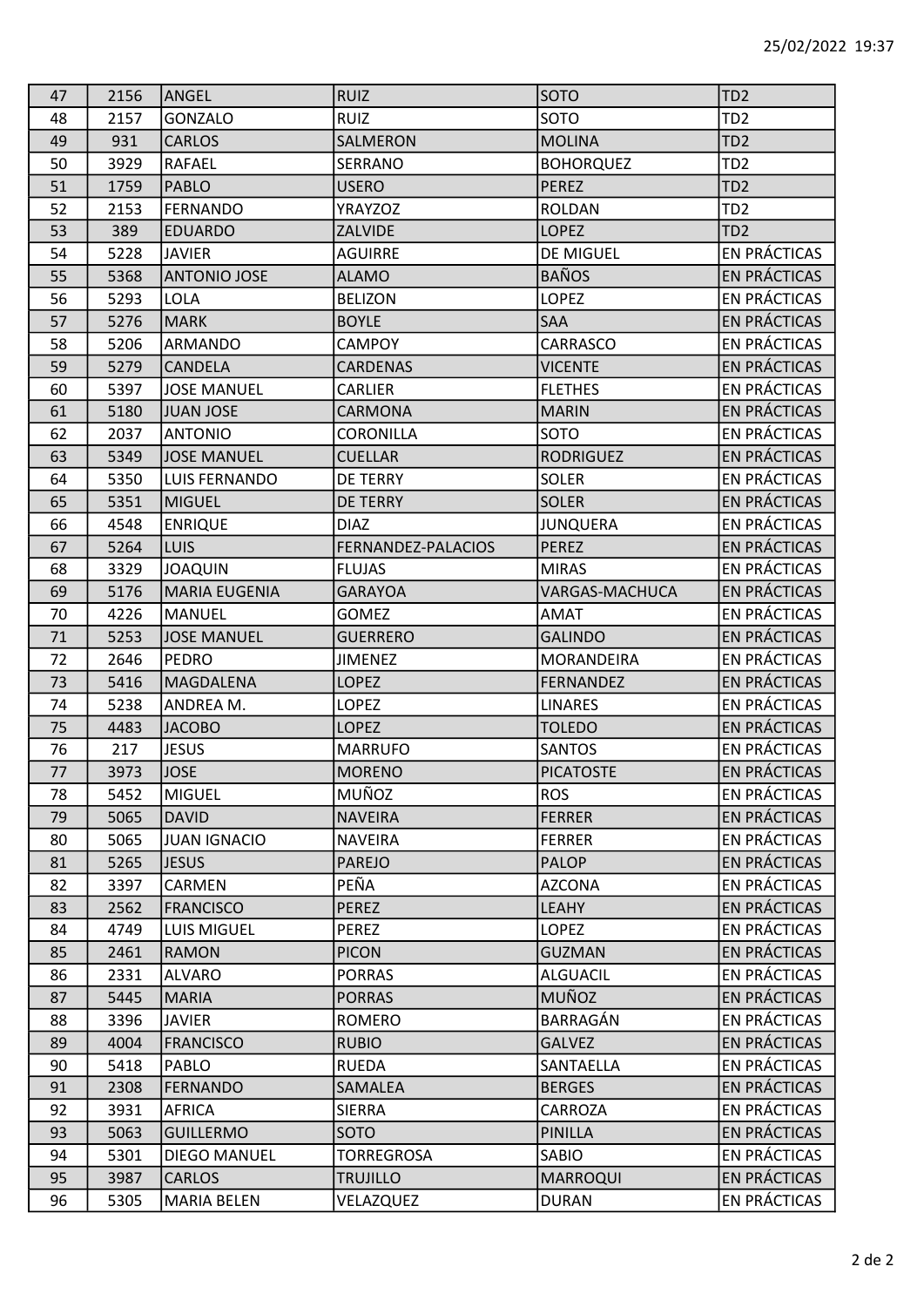| | | | | | |
|---|---|---|---|---|---|
| 47 | 2156 | ANGEL | RUIZ | SOTO | TD2 |
| 48 | 2157 | GONZALO | RUIZ | SOTO | TD2 |
| 49 | 931 | CARLOS | SALMERON | MOLINA | TD2 |
| 50 | 3929 | RAFAEL | SERRANO | BOHORQUEZ | TD2 |
| 51 | 1759 | PABLO | USERO | PEREZ | TD2 |
| 52 | 2153 | FERNANDO | YRAYZOZ | ROLDAN | TD2 |
| 53 | 389 | EDUARDO | ZALVIDE | LOPEZ | TD2 |
| 54 | 5228 | JAVIER | AGUIRRE | DE MIGUEL | EN PRÁCTICAS |
| 55 | 5368 | ANTONIO JOSE | ALAMO | BAÑOS | EN PRÁCTICAS |
| 56 | 5293 | LOLA | BELIZON | LOPEZ | EN PRÁCTICAS |
| 57 | 5276 | MARK | BOYLE | SAA | EN PRÁCTICAS |
| 58 | 5206 | ARMANDO | CAMPOY | CARRASCO | EN PRÁCTICAS |
| 59 | 5279 | CANDELA | CARDENAS | VICENTE | EN PRÁCTICAS |
| 60 | 5397 | JOSE MANUEL | CARLIER | FLETHES | EN PRÁCTICAS |
| 61 | 5180 | JUAN JOSE | CARMONA | MARIN | EN PRÁCTICAS |
| 62 | 2037 | ANTONIO | CORONILLA | SOTO | EN PRÁCTICAS |
| 63 | 5349 | JOSE MANUEL | CUELLAR | RODRIGUEZ | EN PRÁCTICAS |
| 64 | 5350 | LUIS FERNANDO | DE TERRY | SOLER | EN PRÁCTICAS |
| 65 | 5351 | MIGUEL | DE TERRY | SOLER | EN PRÁCTICAS |
| 66 | 4548 | ENRIQUE | DIAZ | JUNQUERA | EN PRÁCTICAS |
| 67 | 5264 | LUIS | FERNANDEZ-PALACIOS | PEREZ | EN PRÁCTICAS |
| 68 | 3329 | JOAQUIN | FLUJAS | MIRAS | EN PRÁCTICAS |
| 69 | 5176 | MARIA EUGENIA | GARAYOA | VARGAS-MACHUCA | EN PRÁCTICAS |
| 70 | 4226 | MANUEL | GOMEZ | AMAT | EN PRÁCTICAS |
| 71 | 5253 | JOSE MANUEL | GUERRERO | GALINDO | EN PRÁCTICAS |
| 72 | 2646 | PEDRO | JIMENEZ | MORANDEIRA | EN PRÁCTICAS |
| 73 | 5416 | MAGDALENA | LOPEZ | FERNANDEZ | EN PRÁCTICAS |
| 74 | 5238 | ANDREA M. | LOPEZ | LINARES | EN PRÁCTICAS |
| 75 | 4483 | JACOBO | LOPEZ | TOLEDO | EN PRÁCTICAS |
| 76 | 217 | JESUS | MARRUFO | SANTOS | EN PRÁCTICAS |
| 77 | 3973 | JOSE | MORENO | PICATOSTE | EN PRÁCTICAS |
| 78 | 5452 | MIGUEL | MUÑOZ | ROS | EN PRÁCTICAS |
| 79 | 5065 | DAVID | NAVEIRA | FERRER | EN PRÁCTICAS |
| 80 | 5065 | JUAN IGNACIO | NAVEIRA | FERRER | EN PRÁCTICAS |
| 81 | 5265 | JESUS | PAREJO | PALOP | EN PRÁCTICAS |
| 82 | 3397 | CARMEN | PEÑA | AZCONA | EN PRÁCTICAS |
| 83 | 2562 | FRANCISCO | PEREZ | LEAHY | EN PRÁCTICAS |
| 84 | 4749 | LUIS MIGUEL | PEREZ | LOPEZ | EN PRÁCTICAS |
| 85 | 2461 | RAMON | PICON | GUZMAN | EN PRÁCTICAS |
| 86 | 2331 | ALVARO | PORRAS | ALGUACIL | EN PRÁCTICAS |
| 87 | 5445 | MARIA | PORRAS | MUÑOZ | EN PRÁCTICAS |
| 88 | 3396 | JAVIER | ROMERO | BARRAGÁN | EN PRÁCTICAS |
| 89 | 4004 | FRANCISCO | RUBIO | GALVEZ | EN PRÁCTICAS |
| 90 | 5418 | PABLO | RUEDA | SANTAELLA | EN PRÁCTICAS |
| 91 | 2308 | FERNANDO | SAMALEA | BERGES | EN PRÁCTICAS |
| 92 | 3931 | AFRICA | SIERRA | CARROZA | EN PRÁCTICAS |
| 93 | 5063 | GUILLERMO | SOTO | PINILLA | EN PRÁCTICAS |
| 94 | 5301 | DIEGO MANUEL | TORREGROSA | SABIO | EN PRÁCTICAS |
| 95 | 3987 | CARLOS | TRUJILLO | MARROQUI | EN PRÁCTICAS |
| 96 | 5305 | MARIA BELEN | VELAZQUEZ | DURAN | EN PRÁCTICAS |